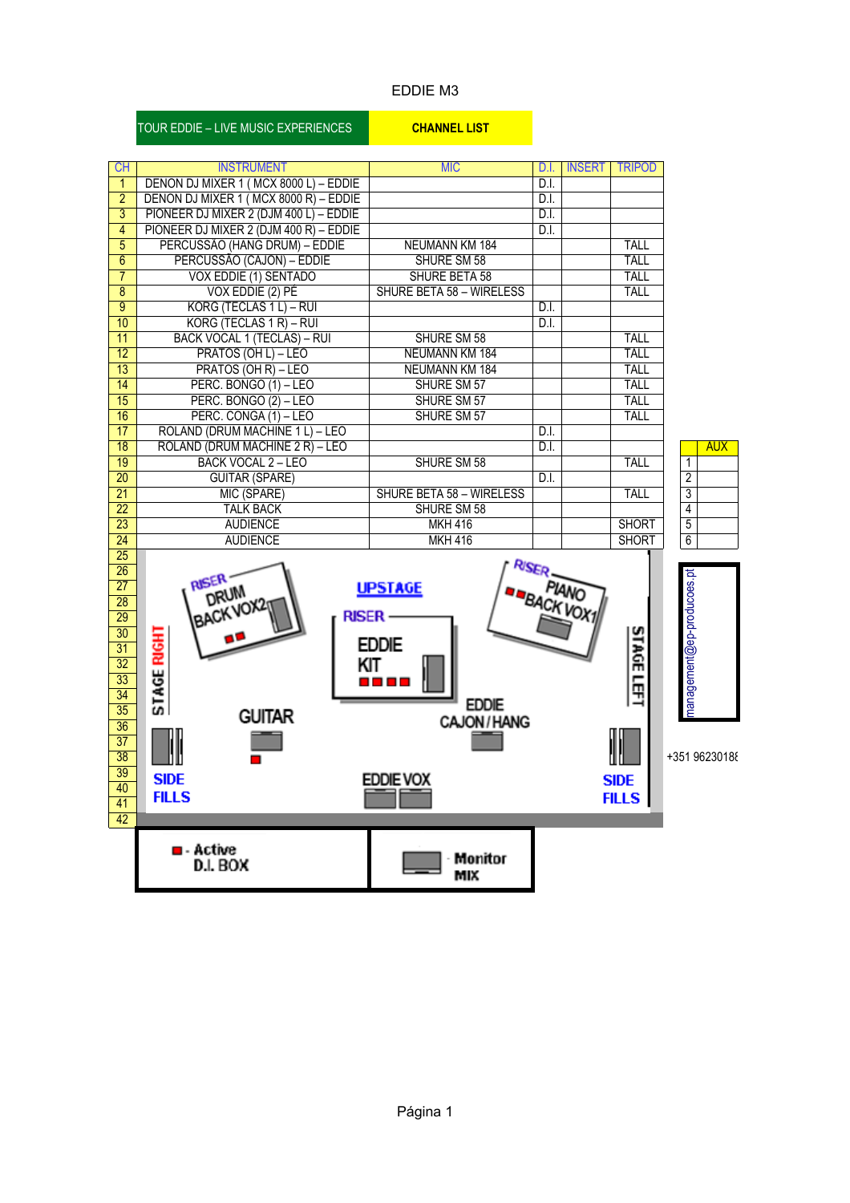EDDIE M3

| TOUR EDDIE – LIVE MUSIC EXPERIENCES | CHANNEL LIST |
|---|---|

| CH | INSTRUMENT | MIC | D.I. | INSERT | TRIPOD |
|---|---|---|---|---|---|
| 1 | DENON DJ MIXER 1 ( MCX 8000 L) – EDDIE | | D.I. | | |
| 2 | DENON DJ MIXER 1 ( MCX 8000 R) – EDDIE | | D.I. | | |
| 3 | PIONEER DJ MIXER 2 (DJM 400 L) – EDDIE | | D.I. | | |
| 4 | PIONEER DJ MIXER 2 (DJM 400 R) – EDDIE | | D.I. | | |
| 5 | PERCUSSÃO (HANG DRUM) – EDDIE | NEUMANN KM 184 | | | TALL |
| 6 | PERCUSSÃO (CAJON) – EDDIE | SHURE SM 58 | | | TALL |
| 7 | VOX EDDIE (1) SENTADO | SHURE BETA 58 | | | TALL |
| 8 | VOX EDDIE (2) PÉ | SHURE BETA 58 – WIRELESS | | | TALL |
| 9 | KORG (TECLAS 1 L) – RUI | | D.I. | | |
| 10 | KORG (TECLAS 1 R) – RUI | | D.I. | | |
| 11 | BACK VOCAL 1 (TECLAS) – RUI | SHURE SM 58 | | | TALL |
| 12 | PRATOS (OH L) – LEO | NEUMANN KM 184 | | | TALL |
| 13 | PRATOS (OH R) – LEO | NEUMANN KM 184 | | | TALL |
| 14 | PERC. BONGO (1) – LEO | SHURE SM 57 | | | TALL |
| 15 | PERC. BONGO (2) – LEO | SHURE SM 57 | | | TALL |
| 16 | PERC. CONGA (1) – LEO | SHURE SM 57 | | | TALL |
| 17 | ROLAND (DRUM MACHINE 1 L) – LEO | | D.I. | | |
| 18 | ROLAND (DRUM MACHINE 2 R) – LEO | | D.I. | | |
| 19 | BACK VOCAL 2 – LEO | SHURE SM 58 | | | TALL |
| 20 | GUITAR (SPARE) | | D.I. | | |
| 21 | MIC (SPARE) | SHURE BETA 58 – WIRELESS | | | TALL |
| 22 | TALK BACK | SHURE SM 58 | | | |
| 23 | AUDIENCE | MKH 416 | | | SHORT |
| 24 | AUDIENCE | MKH 416 | | | SHORT |
| 25 | | | | | |
| 26 | | | | | |
| 27 | | | | | |
| 28 | | | | | |
| 29 | | | | | |
| 30 | | | | | |
| 31 | | | | | |
| 32 | | | | | |
| 33 | | | | | |
| 34 | | | | | |
| 35 | | | | | |
| 36 | | | | | |
| 37 | | | | | |
| 38 | | | | | |
| 39 | | | | | |
| 40 | | | | | |
| 41 | | | | | |
| 42 | | | | | |

| AUX | |
|---|---|
| 1 | |
| 2 | |
| 3 | |
| 4 | |
| 5 | |
| 6 | |

management@ep-producoes.pt

+351 96230188

UPSTAGE

RISER DRUM BACK VOX2

RISER EDDIE KIT

RISER PIANO BACK VOX1

STAGE RIGHT

STAGE LEFT

GUITAR

EDDIE CAJON / HANG

SIDE FILLS

EDDIE VOX

SIDE FILLS

- Active D.I. BOX

- Monitor MIX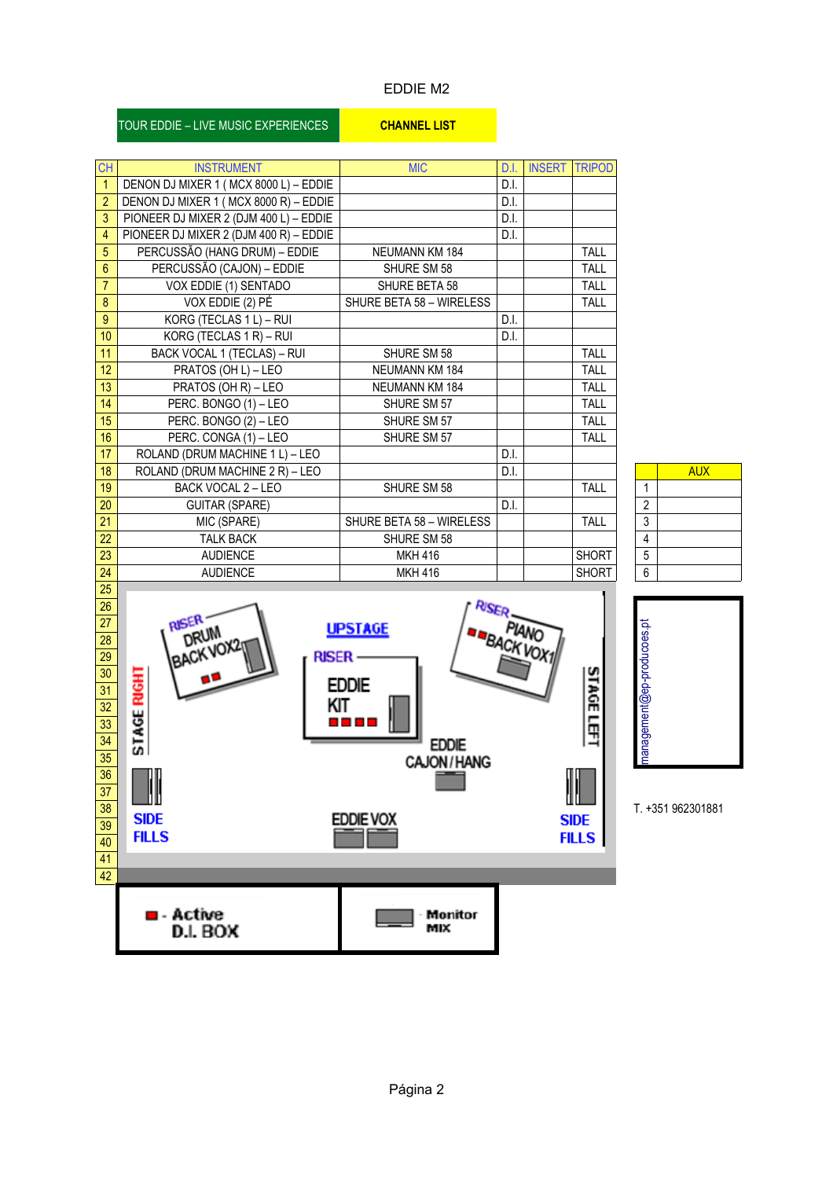# EDDIE M2

TOUR EDDIE – LIVE MUSIC EXPERIENCES | **CHANNEL LIST**

| CH | INSTRUMENT | MIC | D.I. | INSERT | TRIPOD |
|---|---|---|---|---|---|
| 1 | DENON DJ MIXER 1 ( MCX 8000 L) – EDDIE | | D.I. | | |
| 2 | DENON DJ MIXER 1 ( MCX 8000 R) – EDDIE | | D.I. | | |
| 3 | PIONEER DJ MIXER 2 (DJM 400 L) – EDDIE | | D.I. | | |
| 4 | PIONEER DJ MIXER 2 (DJM 400 R) – EDDIE | | D.I. | | |
| 5 | PERCUSSÃO (HANG DRUM) – EDDIE | NEUMANN KM 184 | | | TALL |
| 6 | PERCUSSÃO (CAJON) – EDDIE | SHURE SM 58 | | | TALL |
| 7 | VOX EDDIE (1) SENTADO | SHURE BETA 58 | | | TALL |
| 8 | VOX EDDIE (2) PÉ | SHURE BETA 58 – WIRELESS | | | TALL |
| 9 | KORG (TECLAS 1 L) – RUI | | D.I. | | |
| 10 | KORG (TECLAS 1 R) – RUI | | D.I. | | |
| 11 | BACK VOCAL 1 (TECLAS) – RUI | SHURE SM 58 | | | TALL |
| 12 | PRATOS (OH L) – LEO | NEUMANN KM 184 | | | TALL |
| 13 | PRATOS (OH R) – LEO | NEUMANN KM 184 | | | TALL |
| 14 | PERC. BONGO (1) – LEO | SHURE SM 57 | | | TALL |
| 15 | PERC. BONGO (2) – LEO | SHURE SM 57 | | | TALL |
| 16 | PERC. CONGA (1) – LEO | SHURE SM 57 | | | TALL |
| 17 | ROLAND (DRUM MACHINE 1 L) – LEO | | D.I. | | |
| 18 | ROLAND (DRUM MACHINE 2 R) – LEO | | D.I. | | |
| 19 | BACK VOCAL 2 – LEO | SHURE SM 58 | | | TALL |
| 20 | GUITAR (SPARE) | | D.I. | | |
| 21 | MIC (SPARE) | SHURE BETA 58 – WIRELESS | | | TALL |
| 22 | TALK BACK | SHURE SM 58 | | | |
| 23 | AUDIENCE | MKH 416 | | | SHORT |
| 24 | AUDIENCE | MKH 416 | | | SHORT |
| 25 | | | | | |
| 26 | | | | | |
| 27 | | | | | |
| 28 | | | | | |
| 29 | | | | | |
| 30 | | | | | |
| 31 | | | | | |
| 32 | | | | | |
| 33 | | | | | |
| 34 | | | | | |
| 35 | | | | | |
| 36 | | | | | |
| 37 | | | | | |
| 38 | | | | | |
| 39 | | | | | |
| 40 | | | | | |
| 41 | | | | | |
| 42 | | | | | |

| | AUX |
|---|---|
| 1 | |
| 2 | |
| 3 | |
| 4 | |
| 5 | |
| 6 | |

Stage plot: UPSTAGE; STAGE RIGHT; STAGE LEFT; RISER DRUM BACK VOX2; RISER EDDIE KIT; RISER PIANO BACK VOX1; EDDIE CAJON / HANG; EDDIE VOX; SIDE FILLS; SIDE FILLS

Legend: Active D.I. BOX | Monitor MIX

management@ep-producoes.pt

T. +351 962301881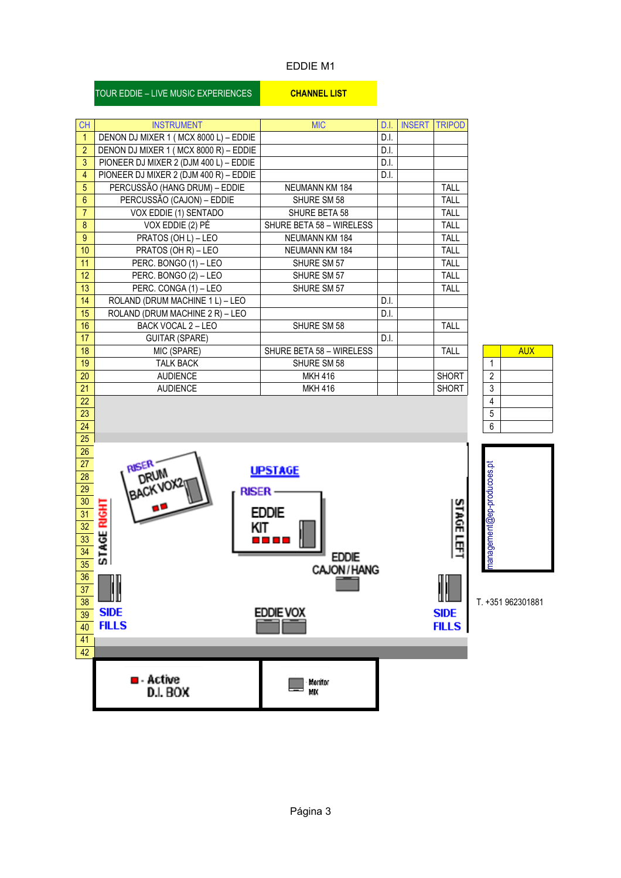# EDDIE M1

**TOUR EDDIE – LIVE MUSIC EXPERIENCES** | **CHANNEL LIST**

| CH | INSTRUMENT | MIC | D.I. | INSERT | TRIPOD |
|---|---|---|---|---|---|
| 1 | DENON DJ MIXER 1 ( MCX 8000 L) – EDDIE | | D.I. | | |
| 2 | DENON DJ MIXER 1 ( MCX 8000 R) – EDDIE | | D.I. | | |
| 3 | PIONEER DJ MIXER 2 (DJM 400 L) – EDDIE | | D.I. | | |
| 4 | PIONEER DJ MIXER 2 (DJM 400 R) – EDDIE | | D.I. | | |
| 5 | PERCUSSÃO (HANG DRUM) – EDDIE | NEUMANN KM 184 | | | TALL |
| 6 | PERCUSSÃO (CAJON) – EDDIE | SHURE SM 58 | | | TALL |
| 7 | VOX EDDIE (1) SENTADO | SHURE BETA 58 | | | TALL |
| 8 | VOX EDDIE (2) PÉ | SHURE BETA 58 – WIRELESS | | | TALL |
| 9 | PRATOS (OH L) – LEO | NEUMANN KM 184 | | | TALL |
| 10 | PRATOS (OH R) – LEO | NEUMANN KM 184 | | | TALL |
| 11 | PERC. BONGO (1) – LEO | SHURE SM 57 | | | TALL |
| 12 | PERC. BONGO (2) – LEO | SHURE SM 57 | | | TALL |
| 13 | PERC. CONGA (1) – LEO | SHURE SM 57 | | | TALL |
| 14 | ROLAND (DRUM MACHINE 1 L) – LEO | | D.I. | | |
| 15 | ROLAND (DRUM MACHINE 2 R) – LEO | | D.I. | | |
| 16 | BACK VOCAL 2 – LEO | SHURE SM 58 | | | TALL |
| 17 | GUITAR (SPARE) | | D.I. | | |
| 18 | MIC (SPARE) | SHURE BETA 58 – WIRELESS | | | TALL |
| 19 | TALK BACK | SHURE SM 58 | | | |
| 20 | AUDIENCE | MKH 416 | | | SHORT |
| 21 | AUDIENCE | MKH 416 | | | SHORT |
| 22 | | | | | |
| 23 | | | | | |
| 24 | | | | | |
| 25 | | | | | |
| 26 | | | | | |
| 27 | | | | | |
| 28 | | | | | |
| 29 | | | | | |
| 30 | | | | | |
| 31 | | | | | |
| 32 | | | | | |
| 33 | | | | | |
| 34 | | | | | |
| 35 | | | | | |
| 36 | | | | | |
| 37 | | | | | |
| 38 | | | | | |
| 39 | | | | | |
| 40 | | | | | |
| 41 | | | | | |
| 42 | | | | | |

| | AUX |
|---|---|
| 1 | |
| 2 | |
| 3 | |
| 4 | |
| 5 | |
| 6 | |

UPSTAGE

RISER DRUM BACK VOX2

RISER EDDIE KIT

EDDIE CAJON / HANG

STAGE RIGHT

STAGE LEFT

SIDE FILLS

EDDIE VOX

SIDE FILLS

■ - Active D.I. BOX

Monitor MIX

management@ep-producoes.pt

T. +351 962301881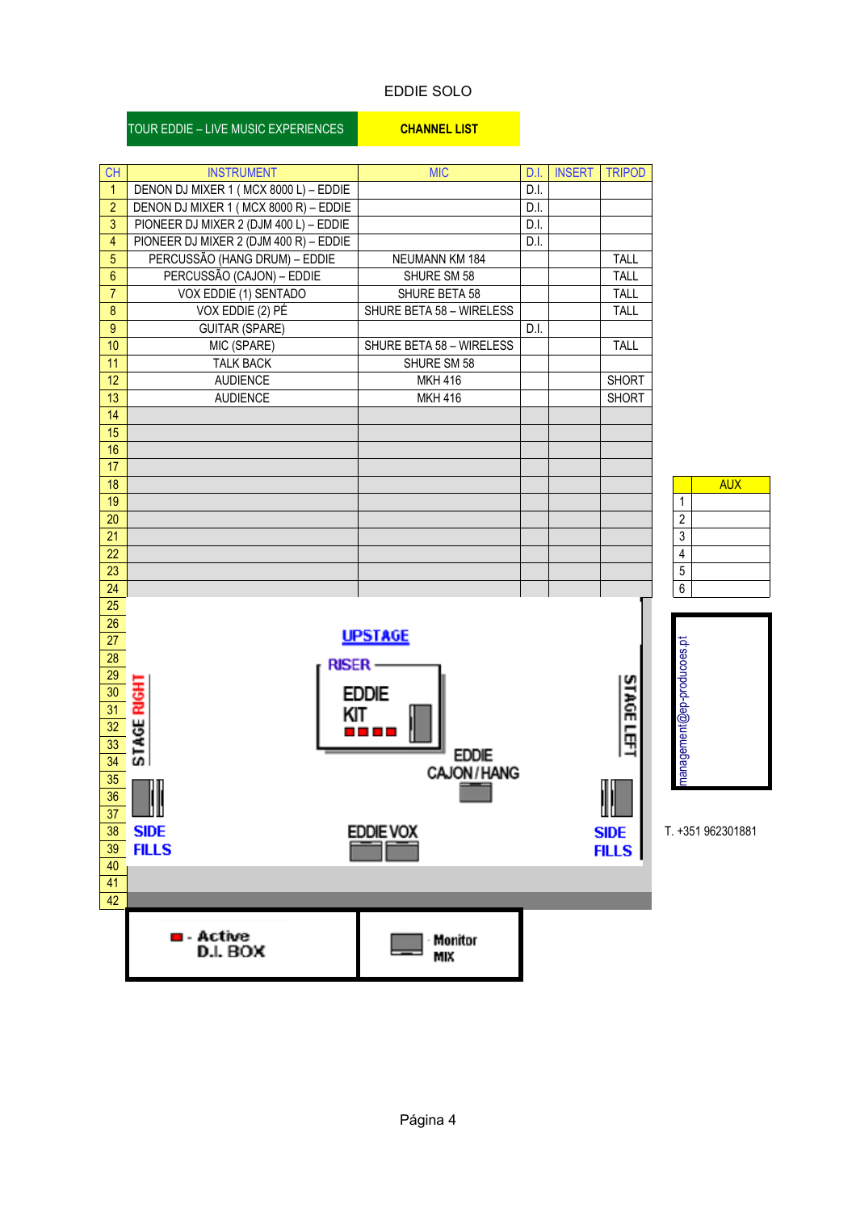EDDIE SOLO

TOUR EDDIE – LIVE MUSIC EXPERIENCES | **CHANNEL LIST**

| CH | INSTRUMENT | MIC | D.I. | INSERT | TRIPOD |
|---|---|---|---|---|---|
| 1 | DENON DJ MIXER 1 ( MCX 8000 L) – EDDIE | | D.I. | | |
| 2 | DENON DJ MIXER 1 ( MCX 8000 R) – EDDIE | | D.I. | | |
| 3 | PIONEER DJ MIXER 2 (DJM 400 L) – EDDIE | | D.I. | | |
| 4 | PIONEER DJ MIXER 2 (DJM 400 R) – EDDIE | | D.I. | | |
| 5 | PERCUSSÃO (HANG DRUM) – EDDIE | NEUMANN KM 184 | | | TALL |
| 6 | PERCUSSÃO (CAJON) – EDDIE | SHURE SM 58 | | | TALL |
| 7 | VOX EDDIE (1) SENTADO | SHURE BETA 58 | | | TALL |
| 8 | VOX EDDIE (2) PÉ | SHURE BETA 58 – WIRELESS | | | TALL |
| 9 | GUITAR (SPARE) | | D.I. | | |
| 10 | MIC (SPARE) | SHURE BETA 58 – WIRELESS | | | TALL |
| 11 | TALK BACK | SHURE SM 58 | | | |
| 12 | AUDIENCE | MKH 416 | | | SHORT |
| 13 | AUDIENCE | MKH 416 | | | SHORT |
| 14 | | | | | |
| 15 | | | | | |
| 16 | | | | | |
| 17 | | | | | |
| 18 | | | | | |
| 19 | | | | | |
| 20 | | | | | |
| 21 | | | | | |
| 22 | | | | | |
| 23 | | | | | |
| 24 | | | | | |

| | AUX |
|---|---|
| 1 | |
| 2 | |
| 3 | |
| 4 | |
| 5 | |
| 6 | |

UPSTAGE

RISER

EDDIE KIT

EDDIE CAJON / HANG

STAGE RIGHT

STAGE LEFT

SIDE FILLS

EDDIE VOX

SIDE FILLS

- Active D.I. BOX
- Monitor MIX

management@ep-producoes.pt

T. +351 962301881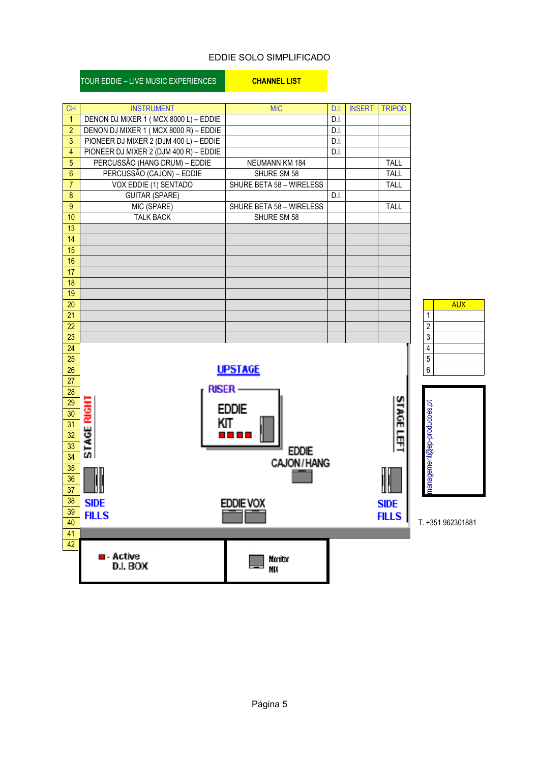EDDIE SOLO SIMPLIFICADO

TOUR EDDIE – LIVE MUSIC EXPERIENCES | **CHANNEL LIST**

| CH | INSTRUMENT | MIC | D.I. | INSERT | TRIPOD |
|---|---|---|---|---|---|
| 1 | DENON DJ MIXER 1 ( MCX 8000 L) – EDDIE | | D.I. | | |
| 2 | DENON DJ MIXER 1 ( MCX 8000 R) – EDDIE | | D.I. | | |
| 3 | PIONEER DJ MIXER 2 (DJM 400 L) – EDDIE | | D.I. | | |
| 4 | PIONEER DJ MIXER 2 (DJM 400 R) – EDDIE | | D.I. | | |
| 5 | PERCUSSÃO (HANG DRUM) – EDDIE | NEUMANN KM 184 | | | TALL |
| 6 | PERCUSSÃO (CAJON) – EDDIE | SHURE SM 58 | | | TALL |
| 7 | VOX EDDIE (1) SENTADO | SHURE BETA 58 – WIRELESS | | | TALL |
| 8 | GUITAR (SPARE) | | D.I. | | |
| 9 | MIC (SPARE) | SHURE BETA 58 – WIRELESS | | | TALL |
| 10 | TALK BACK | SHURE SM 58 | | | |
| 13 | | | | | |
| 14 | | | | | |
| 15 | | | | | |
| 16 | | | | | |
| 17 | | | | | |
| 18 | | | | | |
| 19 | | | | | |
| 20 | | | | | |
| 21 | | | | | |
| 22 | | | | | |
| 23 | | | | | |
| 24 | | | | | |
| 25 | | | | | |
| 26 | | | | | |
| 27 | | | | | |
| 28 | | | | | |
| 29 | | | | | |
| 30 | | | | | |
| 31 | | | | | |
| 32 | | | | | |
| 33 | | | | | |
| 34 | | | | | |
| 35 | | | | | |
| 36 | | | | | |
| 37 | | | | | |
| 38 | | | | | |
| 39 | | | | | |
| 40 | | | | | |
| 41 | | | | | |
| 42 | | | | | |

| | AUX |
|---|---|
| 1 | |
| 2 | |
| 3 | |
| 4 | |
| 5 | |
| 6 | |

UPSTAGE

RISER

EDDIE KIT

EDDIE CAJON/HANG

STAGE RIGHT

STAGE LEFT

SIDE FILLS

EDDIE VOX

SIDE FILLS

- Active D.I. BOX

Monitor MIX

management@ep-producoes.pt

T. +351 962301881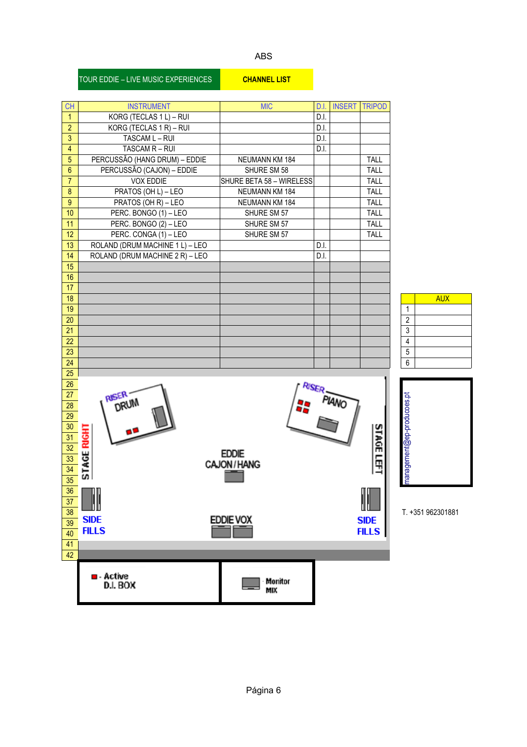ABS

TOUR EDDIE – LIVE MUSIC EXPERIENCES | CHANNEL LIST

| CH | INSTRUMENT | MIC | D.I. | INSERT | TRIPOD |
|---|---|---|---|---|---|
| 1 | KORG (TECLAS 1 L) – RUI | | D.I. | | |
| 2 | KORG (TECLAS 1 R) – RUI | | D.I. | | |
| 3 | TASCAM L – RUI | | D.I. | | |
| 4 | TASCAM R – RUI | | D.I. | | |
| 5 | PERCUSSÃO (HANG DRUM) – EDDIE | NEUMANN KM 184 | | | TALL |
| 6 | PERCUSSÃO (CAJON) – EDDIE | SHURE SM 58 | | | TALL |
| 7 | VOX EDDIE | SHURE BETA 58 – WIRELESS | | | TALL |
| 8 | PRATOS (OH L) – LEO | NEUMANN KM 184 | | | TALL |
| 9 | PRATOS (OH R) – LEO | NEUMANN KM 184 | | | TALL |
| 10 | PERC. BONGO (1) – LEO | SHURE SM 57 | | | TALL |
| 11 | PERC. BONGO (2) – LEO | SHURE SM 57 | | | TALL |
| 12 | PERC. CONGA (1) – LEO | SHURE SM 57 | | | TALL |
| 13 | ROLAND (DRUM MACHINE 1 L) – LEO | | D.I. | | |
| 14 | ROLAND (DRUM MACHINE 2 R) – LEO | | D.I. | | |
| 15 | | | | | |
| 16 | | | | | |
| 17 | | | | | |
| 18 | | | | | |
| 19 | | | | | |
| 20 | | | | | |
| 21 | | | | | |
| 22 | | | | | |
| 23 | | | | | |
| 24 | | | | | |
| 25 | | | | | |
| 26 | | | | | |
| 27 | | | | | |
| 28 | | | | | |
| 29 | | | | | |
| 30 | | | | | |
| 31 | | | | | |
| 32 | | | | | |
| 33 | | | | | |
| 34 | | | | | |
| 35 | | | | | |
| 36 | | | | | |
| 37 | | | | | |
| 38 | | | | | |
| 39 | | | | | |
| 40 | | | | | |
| 41 | | | | | |
| 42 | | | | | |

| | AUX |
|---|---|
| 1 | |
| 2 | |
| 3 | |
| 4 | |
| 5 | |
| 6 | |

RISER DRUM

RISER PIANO

STAGE RIGHT

STAGE LEFT

EDDIE CAJON / HANG

EDDIE VOX

SIDE FILLS

SIDE FILLS

- Active D.I. BOX

Monitor MIX

management@ep-producoes.pt

T. +351 962301881